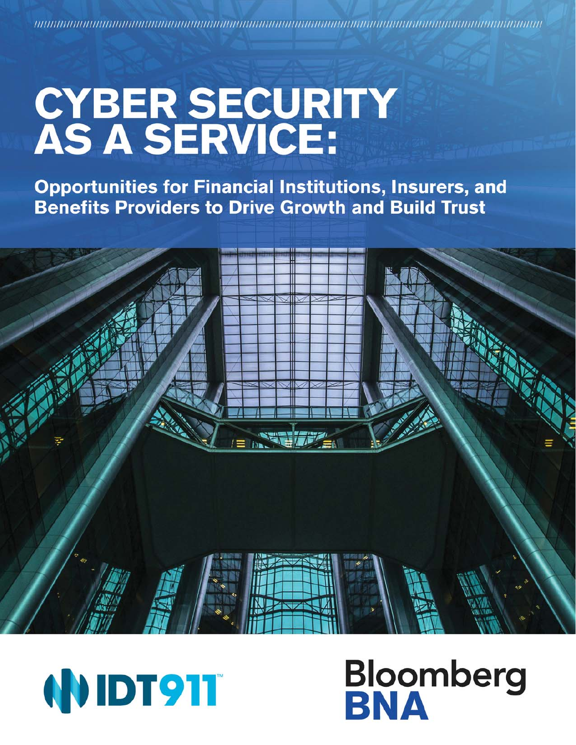# CYBER SECURITY AS A SERVICE:

## Opportunities for Financial Institutions, Insurers, and Benefits Providers to Drive Growth and Build Trust

IDT911™

Bloomberg BNA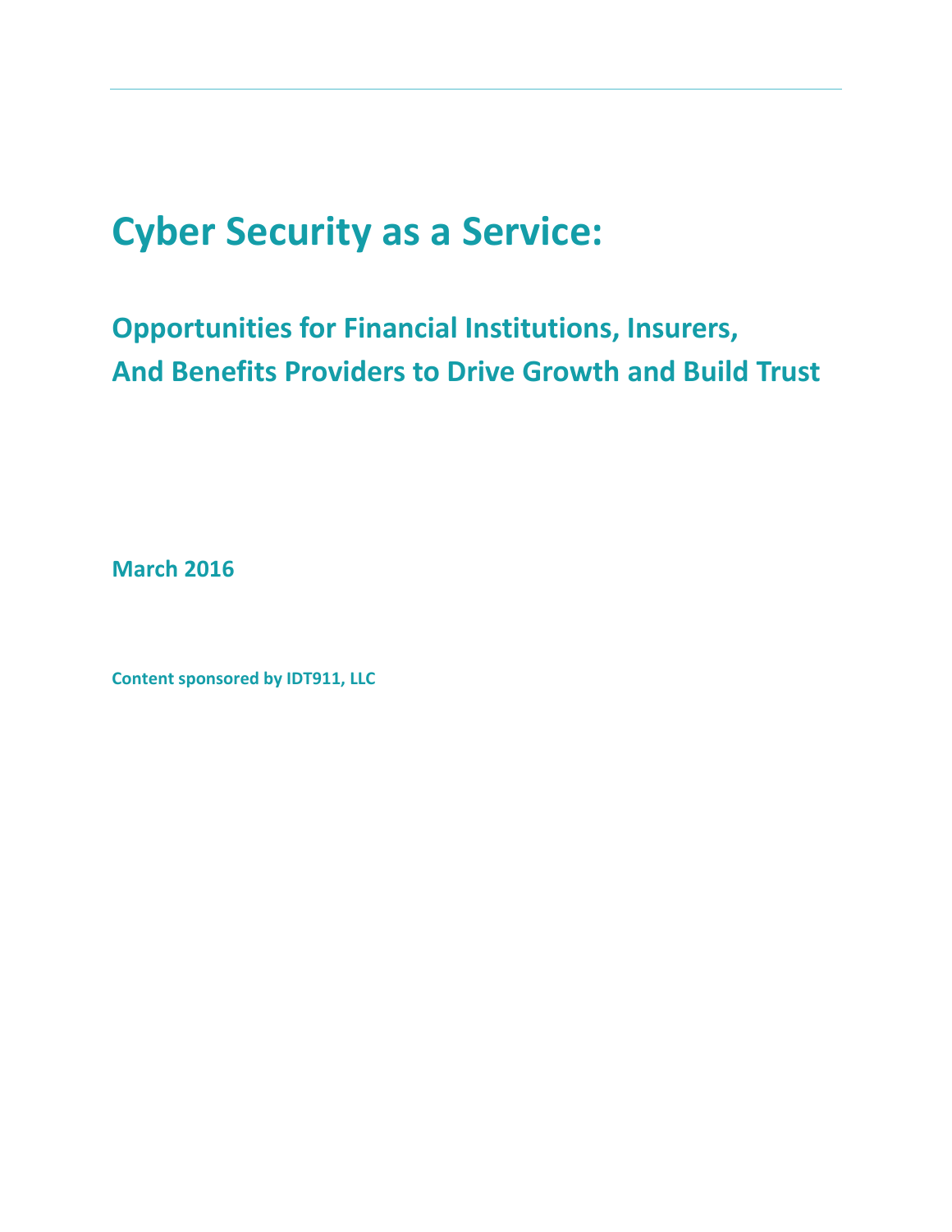# Cyber Security as a Service:

## Opportunities for Financial Institutions, Insurers, And Benefits Providers to Drive Growth and Build Trust

**March 2016**

**Content sponsored by IDT911, LLC**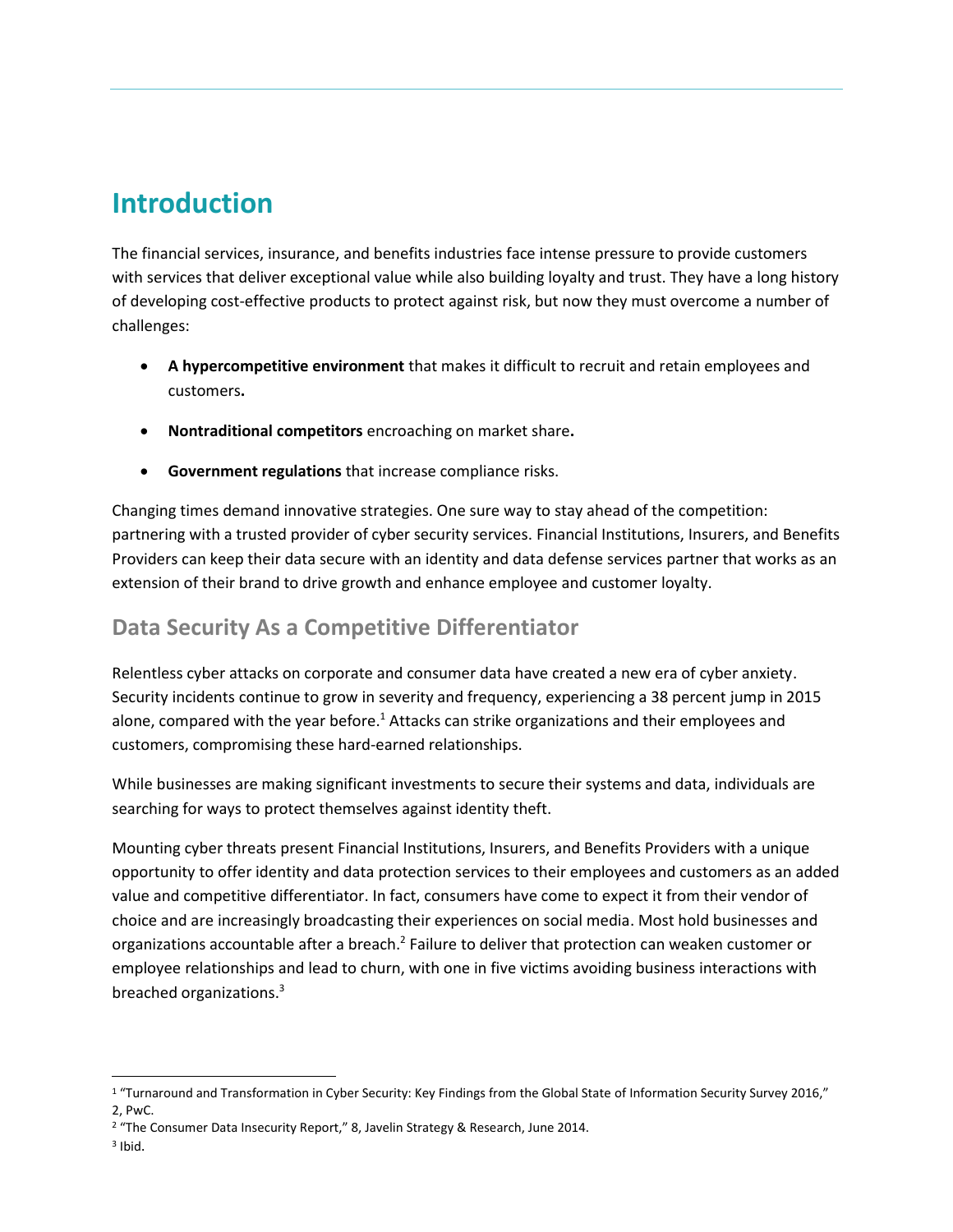# Introduction

The financial services, insurance, and benefits industries face intense pressure to provide customers with services that deliver exceptional value while also building loyalty and trust. They have a long history of developing cost-effective products to protect against risk, but now they must overcome a number of challenges:

- **A hypercompetitive environment** that makes it difficult to recruit and retain employees and customers**.**
- **Nontraditional competitors** encroaching on market share**.**
- **Government regulations** that increase compliance risks.

Changing times demand innovative strategies. One sure way to stay ahead of the competition: partnering with a trusted provider of cyber security services. Financial Institutions, Insurers, and Benefits Providers can keep their data secure with an identity and data defense services partner that works as an extension of their brand to drive growth and enhance employee and customer loyalty.

## Data Security As a Competitive Differentiator

Relentless cyber attacks on corporate and consumer data have created a new era of cyber anxiety. Security incidents continue to grow in severity and frequency, experiencing a 38 percent jump in 2015 alone, compared with the year before.[1] Attacks can strike organizations and their employees and customers, compromising these hard-earned relationships.

While businesses are making significant investments to secure their systems and data, individuals are searching for ways to protect themselves against identity theft.

Mounting cyber threats present Financial Institutions, Insurers, and Benefits Providers with a unique opportunity to offer identity and data protection services to their employees and customers as an added value and competitive differentiator. In fact, consumers have come to expect it from their vendor of choice and are increasingly broadcasting their experiences on social media. Most hold businesses and organizations accountable after a breach.[2] Failure to deliver that protection can weaken customer or employee relationships and lead to churn, with one in five victims avoiding business interactions with breached organizations.[3]

---

[1] "Turnaround and Transformation in Cyber Security: Key Findings from the Global State of Information Security Survey 2016," 2, PwC.

[2] "The Consumer Data Insecurity Report," 8, Javelin Strategy & Research, June 2014.

[3] Ibid.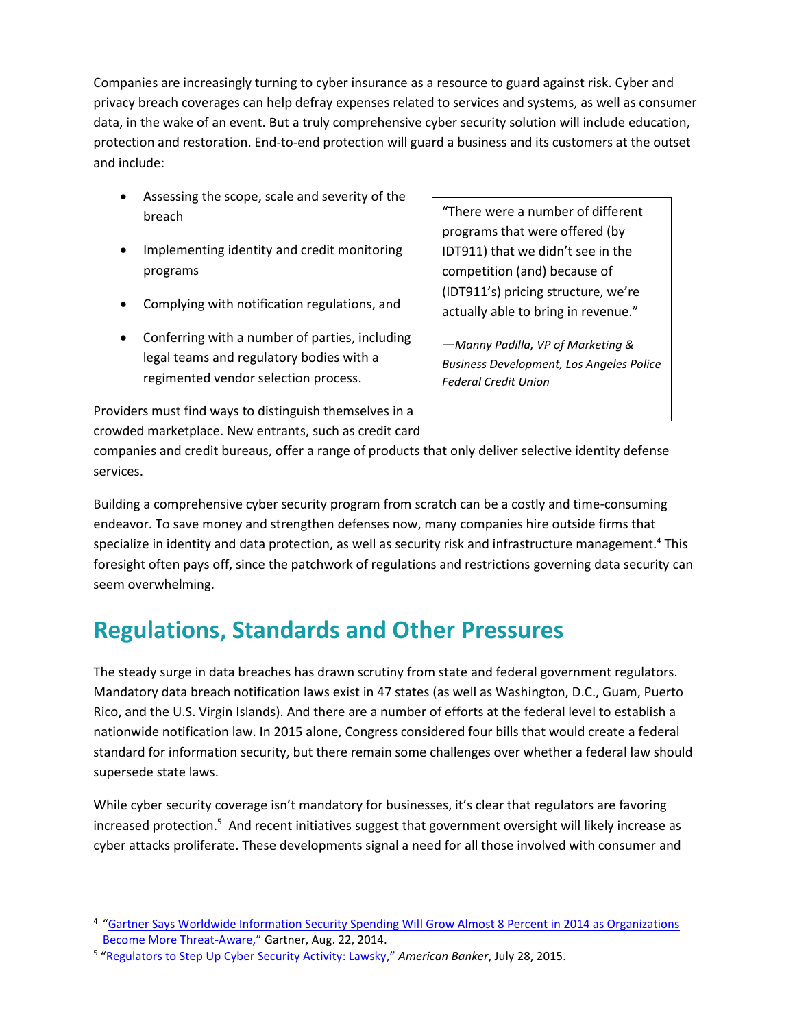Companies are increasingly turning to cyber insurance as a resource to guard against risk. Cyber and privacy breach coverages can help defray expenses related to services and systems, as well as consumer data, in the wake of an event. But a truly comprehensive cyber security solution will include education, protection and restoration. End-to-end protection will guard a business and its customers at the outset and include:

- Assessing the scope, scale and severity of the breach
- Implementing identity and credit monitoring programs
- Complying with notification regulations, and
- Conferring with a number of parties, including legal teams and regulatory bodies with a regimented vendor selection process.

> "There were a number of different programs that were offered (by IDT911) that we didn't see in the competition (and) because of (IDT911's) pricing structure, we're actually able to bring in revenue."
>
> *—Manny Padilla, VP of Marketing & Business Development, Los Angeles Police Federal Credit Union*

Providers must find ways to distinguish themselves in a crowded marketplace. New entrants, such as credit card companies and credit bureaus, offer a range of products that only deliver selective identity defense services.

Building a comprehensive cyber security program from scratch can be a costly and time-consuming endeavor. To save money and strengthen defenses now, many companies hire outside firms that specialize in identity and data protection, as well as security risk and infrastructure management.[4] This foresight often pays off, since the patchwork of regulations and restrictions governing data security can seem overwhelming.

## Regulations, Standards and Other Pressures

The steady surge in data breaches has drawn scrutiny from state and federal government regulators. Mandatory data breach notification laws exist in 47 states (as well as Washington, D.C., Guam, Puerto Rico, and the U.S. Virgin Islands). And there are a number of efforts at the federal level to establish a nationwide notification law. In 2015 alone, Congress considered four bills that would create a federal standard for information security, but there remain some challenges over whether a federal law should supersede state laws.

While cyber security coverage isn't mandatory for businesses, it's clear that regulators are favoring increased protection.[5] And recent initiatives suggest that government oversight will likely increase as cyber attacks proliferate. These developments signal a need for all those involved with consumer and

---

[4] "Gartner Says Worldwide Information Security Spending Will Grow Almost 8 Percent in 2014 as Organizations Become More Threat-Aware," Gartner, Aug. 22, 2014.

[5] "Regulators to Step Up Cyber Security Activity: Lawsky," *American Banker*, July 28, 2015.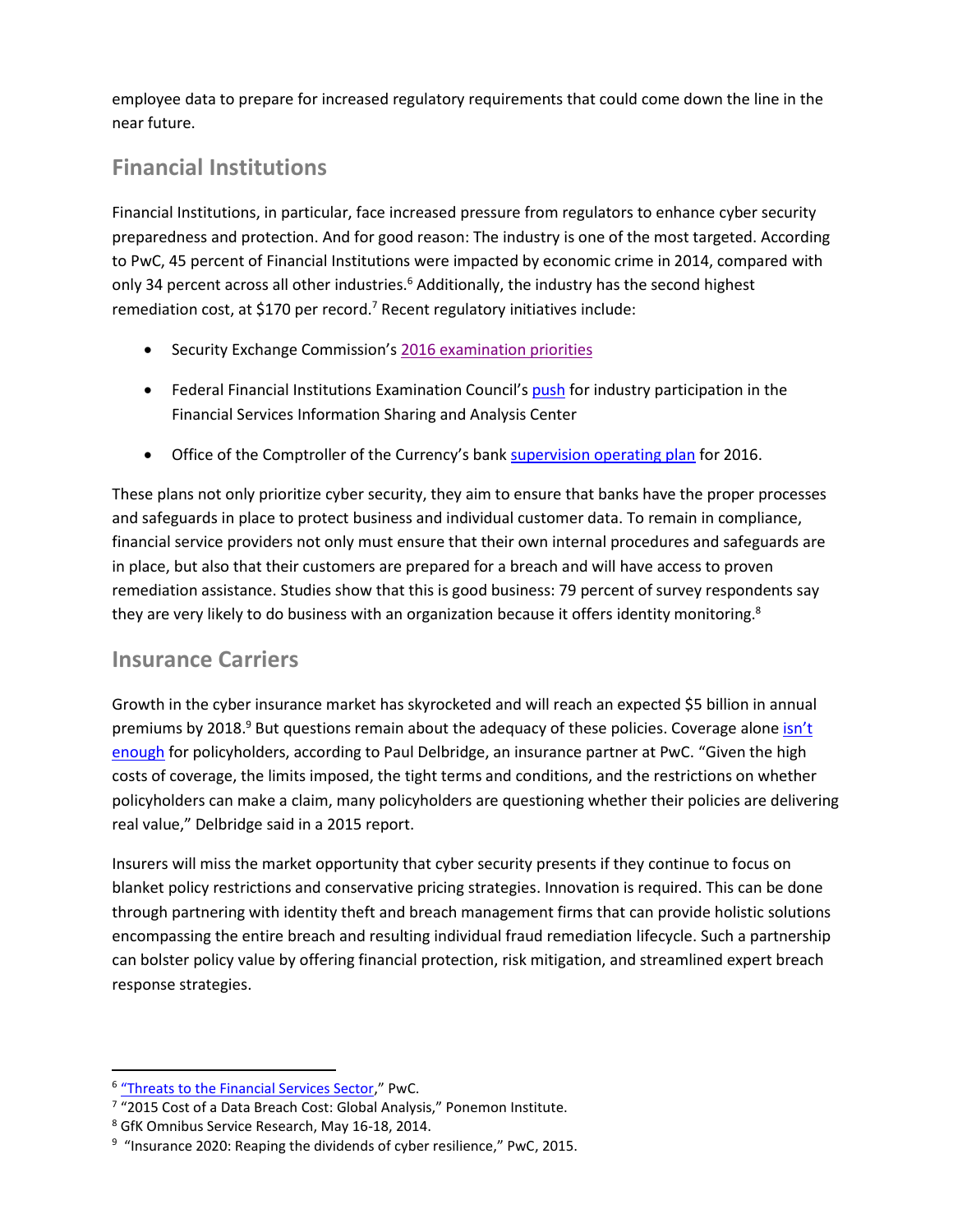employee data to prepare for increased regulatory requirements that could come down the line in the near future.

## Financial Institutions

Financial Institutions, in particular, face increased pressure from regulators to enhance cyber security preparedness and protection. And for good reason: The industry is one of the most targeted. According to PwC, 45 percent of Financial Institutions were impacted by economic crime in 2014, compared with only 34 percent across all other industries.[6] Additionally, the industry has the second highest remediation cost, at $170 per record.[7] Recent regulatory initiatives include:

- Security Exchange Commission's 2016 examination priorities
- Federal Financial Institutions Examination Council's push for industry participation in the Financial Services Information Sharing and Analysis Center
- Office of the Comptroller of the Currency's bank supervision operating plan for 2016.

These plans not only prioritize cyber security, they aim to ensure that banks have the proper processes and safeguards in place to protect business and individual customer data. To remain in compliance, financial service providers not only must ensure that their own internal procedures and safeguards are in place, but also that their customers are prepared for a breach and will have access to proven remediation assistance. Studies show that this is good business: 79 percent of survey respondents say they are very likely to do business with an organization because it offers identity monitoring.[8]

## Insurance Carriers

Growth in the cyber insurance market has skyrocketed and will reach an expected $5 billion in annual premiums by 2018.[9] But questions remain about the adequacy of these policies. Coverage alone isn't enough for policyholders, according to Paul Delbridge, an insurance partner at PwC. "Given the high costs of coverage, the limits imposed, the tight terms and conditions, and the restrictions on whether policyholders can make a claim, many policyholders are questioning whether their policies are delivering real value," Delbridge said in a 2015 report.

Insurers will miss the market opportunity that cyber security presents if they continue to focus on blanket policy restrictions and conservative pricing strategies. Innovation is required. This can be done through partnering with identity theft and breach management firms that can provide holistic solutions encompassing the entire breach and resulting individual fraud remediation lifecycle. Such a partnership can bolster policy value by offering financial protection, risk mitigation, and streamlined expert breach response strategies.

---

[6] "Threats to the Financial Services Sector," PwC.
[7] "2015 Cost of a Data Breach Cost: Global Analysis," Ponemon Institute.
[8] GfK Omnibus Service Research, May 16-18, 2014.
[9] "Insurance 2020: Reaping the dividends of cyber resilience," PwC, 2015.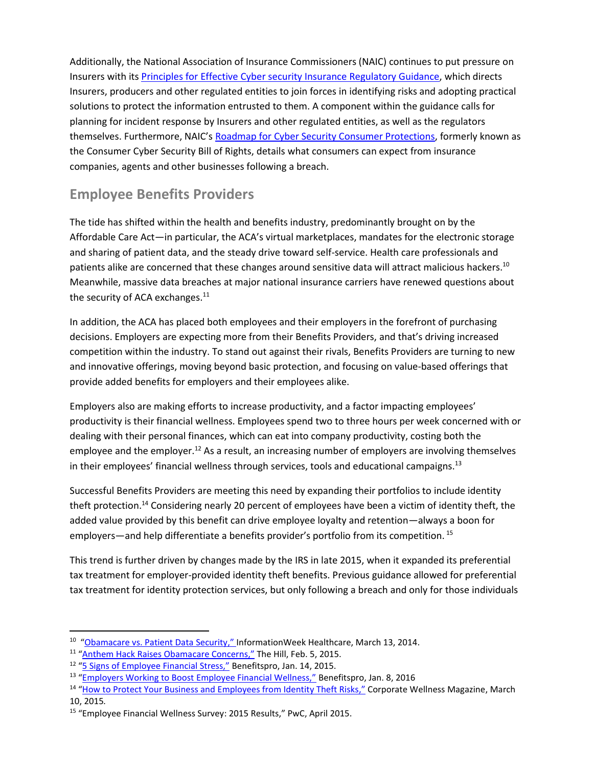Additionally, the National Association of Insurance Commissioners (NAIC) continues to put pressure on Insurers with its [Principles for Effective Cyber security Insurance Regulatory Guidance](), which directs Insurers, producers and other regulated entities to join forces in identifying risks and adopting practical solutions to protect the information entrusted to them. A component within the guidance calls for planning for incident response by Insurers and other regulated entities, as well as the regulators themselves. Furthermore, NAIC's [Roadmap for Cyber Security Consumer Protections](), formerly known as the Consumer Cyber Security Bill of Rights, details what consumers can expect from insurance companies, agents and other businesses following a breach.

## Employee Benefits Providers

The tide has shifted within the health and benefits industry, predominantly brought on by the Affordable Care Act—in particular, the ACA's virtual marketplaces, mandates for the electronic storage and sharing of patient data, and the steady drive toward self-service. Health care professionals and patients alike are concerned that these changes around sensitive data will attract malicious hackers.[10] Meanwhile, massive data breaches at major national insurance carriers have renewed questions about the security of ACA exchanges.[11]

In addition, the ACA has placed both employees and their employers in the forefront of purchasing decisions. Employers are expecting more from their Benefits Providers, and that's driving increased competition within the industry. To stand out against their rivals, Benefits Providers are turning to new and innovative offerings, moving beyond basic protection, and focusing on value-based offerings that provide added benefits for employers and their employees alike.

Employers also are making efforts to increase productivity, and a factor impacting employees' productivity is their financial wellness. Employees spend two to three hours per week concerned with or dealing with their personal finances, which can eat into company productivity, costing both the employee and the employer.[12] As a result, an increasing number of employers are involving themselves in their employees' financial wellness through services, tools and educational campaigns.[13]

Successful Benefits Providers are meeting this need by expanding their portfolios to include identity theft protection.[14] Considering nearly 20 percent of employees have been a victim of identity theft, the added value provided by this benefit can drive employee loyalty and retention—always a boon for employers—and help differentiate a benefits provider's portfolio from its competition.[15]

This trend is further driven by changes made by the IRS in late 2015, when it expanded its preferential tax treatment for employer-provided identity theft benefits. Previous guidance allowed for preferential tax treatment for identity protection services, but only following a breach and only for those individuals

---

[10] "[Obamacare vs. Patient Data Security,]()" InformationWeek Healthcare, March 13, 2014.
[11] "[Anthem Hack Raises Obamacare Concerns,]()" The Hill, Feb. 5, 2015.
[12] "[5 Signs of Employee Financial Stress,]()" Benefitspro, Jan. 14, 2015.
[13] "[Employers Working to Boost Employee Financial Wellness,]()" Benefitspro, Jan. 8, 2016
[14] "[How to Protect Your Business and Employees from Identity Theft Risks,]()" Corporate Wellness Magazine, March 10, 2015.
[15] "Employee Financial Wellness Survey: 2015 Results," PwC, April 2015.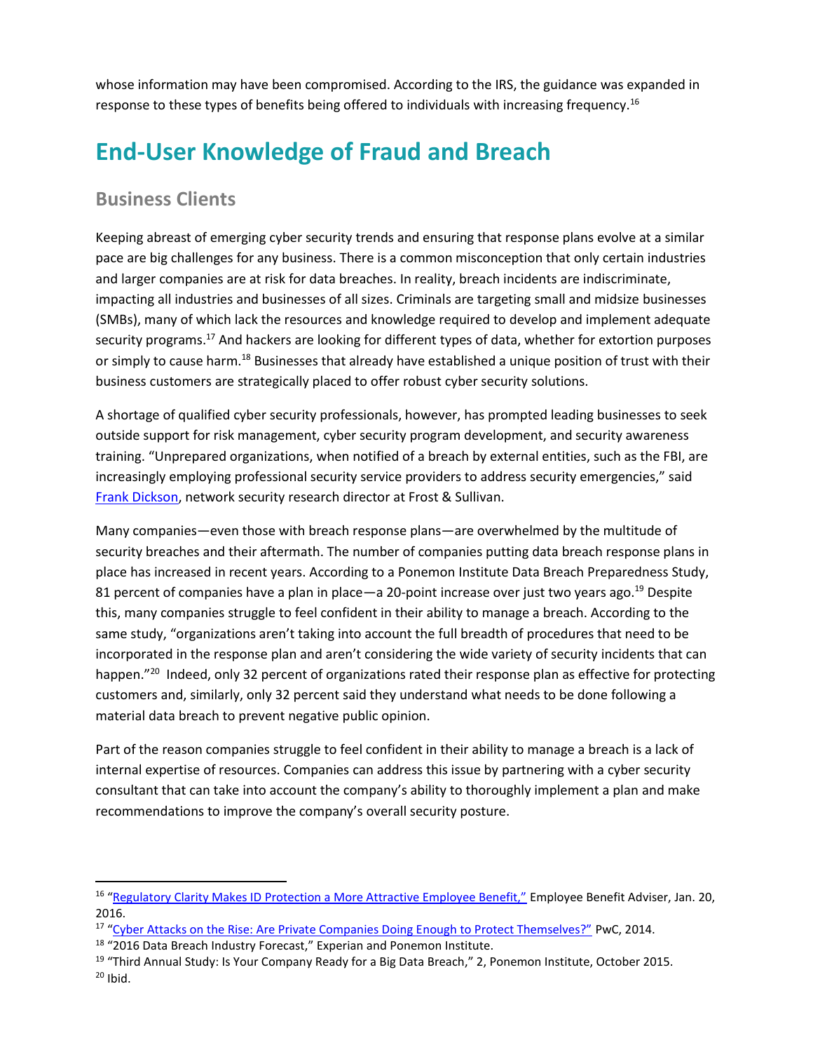whose information may have been compromised. According to the IRS, the guidance was expanded in response to these types of benefits being offered to individuals with increasing frequency.[16]

# End-User Knowledge of Fraud and Breach

## Business Clients

Keeping abreast of emerging cyber security trends and ensuring that response plans evolve at a similar pace are big challenges for any business. There is a common misconception that only certain industries and larger companies are at risk for data breaches. In reality, breach incidents are indiscriminate, impacting all industries and businesses of all sizes. Criminals are targeting small and midsize businesses (SMBs), many of which lack the resources and knowledge required to develop and implement adequate security programs.[17] And hackers are looking for different types of data, whether for extortion purposes or simply to cause harm.[18] Businesses that already have established a unique position of trust with their business customers are strategically placed to offer robust cyber security solutions.

A shortage of qualified cyber security professionals, however, has prompted leading businesses to seek outside support for risk management, cyber security program development, and security awareness training. "Unprepared organizations, when notified of a breach by external entities, such as the FBI, are increasingly employing professional security service providers to address security emergencies," said Frank Dickson, network security research director at Frost & Sullivan.

Many companies—even those with breach response plans—are overwhelmed by the multitude of security breaches and their aftermath. The number of companies putting data breach response plans in place has increased in recent years. According to a Ponemon Institute Data Breach Preparedness Study, 81 percent of companies have a plan in place—a 20-point increase over just two years ago.[19] Despite this, many companies struggle to feel confident in their ability to manage a breach. According to the same study, "organizations aren't taking into account the full breadth of procedures that need to be incorporated in the response plan and aren't considering the wide variety of security incidents that can happen."[20] Indeed, only 32 percent of organizations rated their response plan as effective for protecting customers and, similarly, only 32 percent said they understand what needs to be done following a material data breach to prevent negative public opinion.

Part of the reason companies struggle to feel confident in their ability to manage a breach is a lack of internal expertise of resources. Companies can address this issue by partnering with a cyber security consultant that can take into account the company's ability to thoroughly implement a plan and make recommendations to improve the company's overall security posture.

---

[16] "Regulatory Clarity Makes ID Protection a More Attractive Employee Benefit," Employee Benefit Adviser, Jan. 20, 2016.

[17] "Cyber Attacks on the Rise: Are Private Companies Doing Enough to Protect Themselves?" PwC, 2014.

[18] "2016 Data Breach Industry Forecast," Experian and Ponemon Institute.

[19] "Third Annual Study: Is Your Company Ready for a Big Data Breach," 2, Ponemon Institute, October 2015.

[20] Ibid.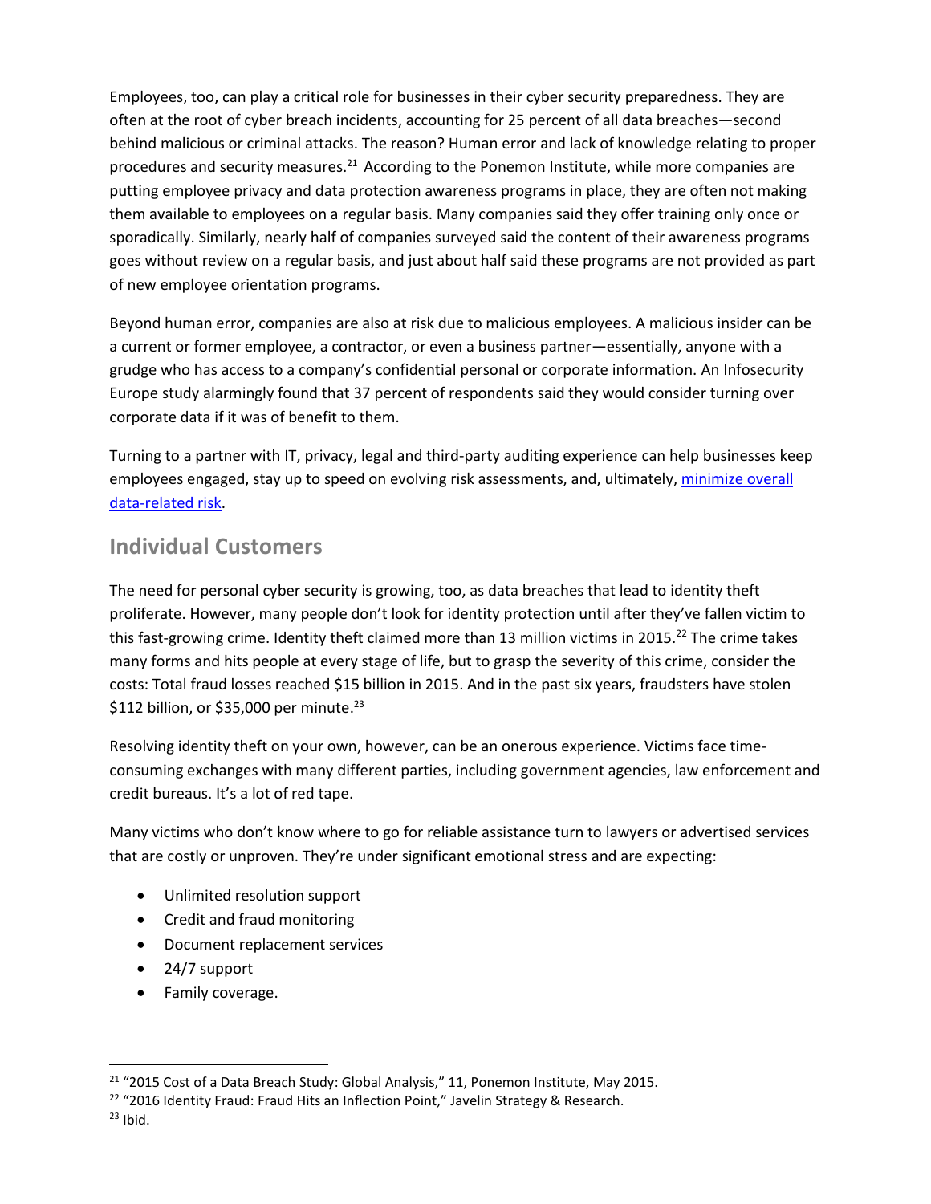Employees, too, can play a critical role for businesses in their cyber security preparedness. They are often at the root of cyber breach incidents, accounting for 25 percent of all data breaches—second behind malicious or criminal attacks. The reason? Human error and lack of knowledge relating to proper procedures and security measures.[21] According to the Ponemon Institute, while more companies are putting employee privacy and data protection awareness programs in place, they are often not making them available to employees on a regular basis. Many companies said they offer training only once or sporadically. Similarly, nearly half of companies surveyed said the content of their awareness programs goes without review on a regular basis, and just about half said these programs are not provided as part of new employee orientation programs.

Beyond human error, companies are also at risk due to malicious employees. A malicious insider can be a current or former employee, a contractor, or even a business partner—essentially, anyone with a grudge who has access to a company's confidential personal or corporate information. An Infosecurity Europe study alarmingly found that 37 percent of respondents said they would consider turning over corporate data if it was of benefit to them.

Turning to a partner with IT, privacy, legal and third-party auditing experience can help businesses keep employees engaged, stay up to speed on evolving risk assessments, and, ultimately, minimize overall data-related risk.

## Individual Customers

The need for personal cyber security is growing, too, as data breaches that lead to identity theft proliferate. However, many people don't look for identity protection until after they've fallen victim to this fast-growing crime. Identity theft claimed more than 13 million victims in 2015.[22] The crime takes many forms and hits people at every stage of life, but to grasp the severity of this crime, consider the costs: Total fraud losses reached $15 billion in 2015. And in the past six years, fraudsters have stolen $112 billion, or $35,000 per minute.[23]

Resolving identity theft on your own, however, can be an onerous experience. Victims face time-consuming exchanges with many different parties, including government agencies, law enforcement and credit bureaus. It's a lot of red tape.

Many victims who don't know where to go for reliable assistance turn to lawyers or advertised services that are costly or unproven. They're under significant emotional stress and are expecting:

- Unlimited resolution support
- Credit and fraud monitoring
- Document replacement services
- 24/7 support
- Family coverage.

---

[21] "2015 Cost of a Data Breach Study: Global Analysis," 11, Ponemon Institute, May 2015.

[22] "2016 Identity Fraud: Fraud Hits an Inflection Point," Javelin Strategy & Research.

[23] Ibid.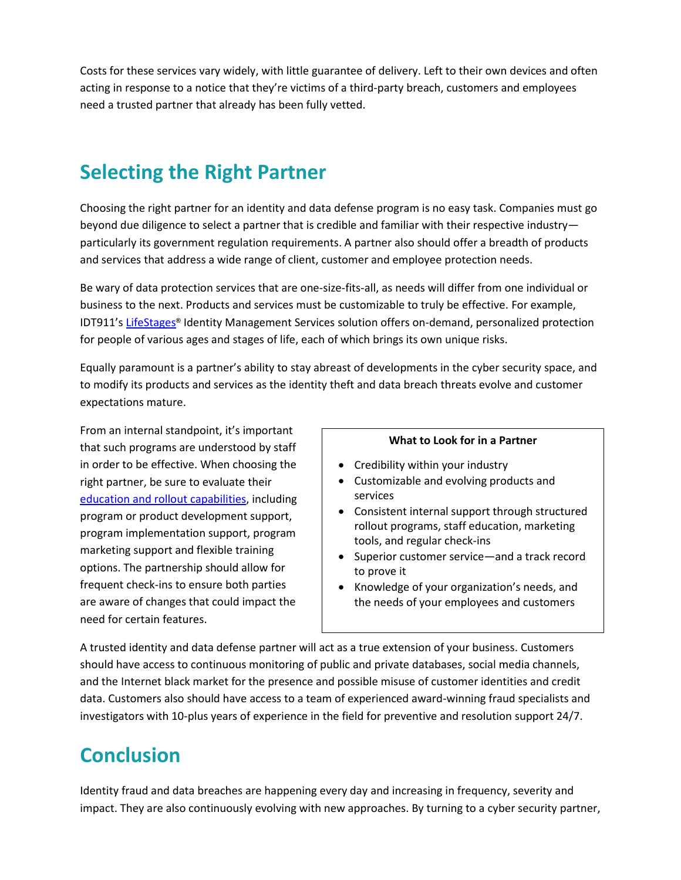Costs for these services vary widely, with little guarantee of delivery. Left to their own devices and often acting in response to a notice that they're victims of a third-party breach, customers and employees need a trusted partner that already has been fully vetted.

## Selecting the Right Partner

Choosing the right partner for an identity and data defense program is no easy task. Companies must go beyond due diligence to select a partner that is credible and familiar with their respective industry—particularly its government regulation requirements. A partner also should offer a breadth of products and services that address a wide range of client, customer and employee protection needs.

Be wary of data protection services that are one-size-fits-all, as needs will differ from one individual or business to the next. Products and services must be customizable to truly be effective. For example, IDT911's LifeStages® Identity Management Services solution offers on-demand, personalized protection for people of various ages and stages of life, each of which brings its own unique risks.

Equally paramount is a partner's ability to stay abreast of developments in the cyber security space, and to modify its products and services as the identity theft and data breach threats evolve and customer expectations mature.

From an internal standpoint, it's important that such programs are understood by staff in order to be effective. When choosing the right partner, be sure to evaluate their education and rollout capabilities, including program or product development support, program implementation support, program marketing support and flexible training options. The partnership should allow for frequent check-ins to ensure both parties are aware of changes that could impact the need for certain features.

**What to Look for in a Partner**

- Credibility within your industry
- Customizable and evolving products and services
- Consistent internal support through structured rollout programs, staff education, marketing tools, and regular check-ins
- Superior customer service—and a track record to prove it
- Knowledge of your organization's needs, and the needs of your employees and customers

A trusted identity and data defense partner will act as a true extension of your business. Customers should have access to continuous monitoring of public and private databases, social media channels, and the Internet black market for the presence and possible misuse of customer identities and credit data. Customers also should have access to a team of experienced award-winning fraud specialists and investigators with 10-plus years of experience in the field for preventive and resolution support 24/7.

## Conclusion

Identity fraud and data breaches are happening every day and increasing in frequency, severity and impact. They are also continuously evolving with new approaches. By turning to a cyber security partner,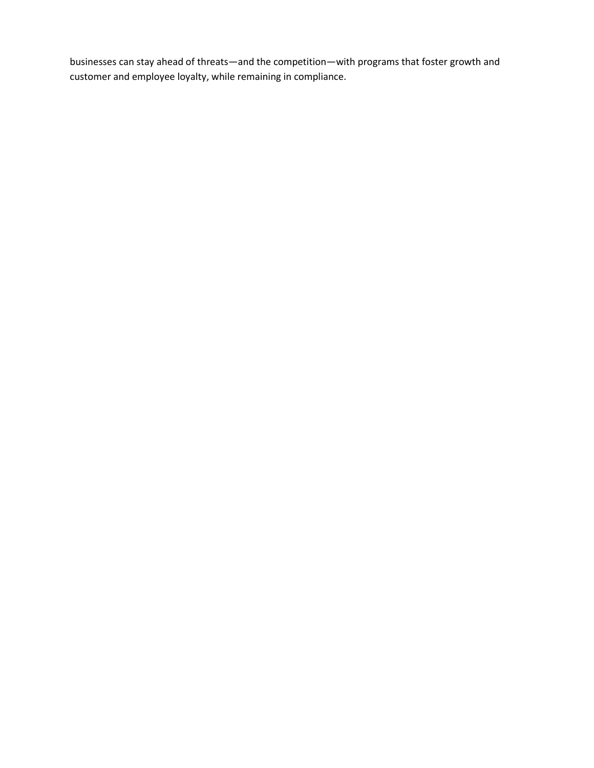businesses can stay ahead of threats—and the competition—with programs that foster growth and customer and employee loyalty, while remaining in compliance.